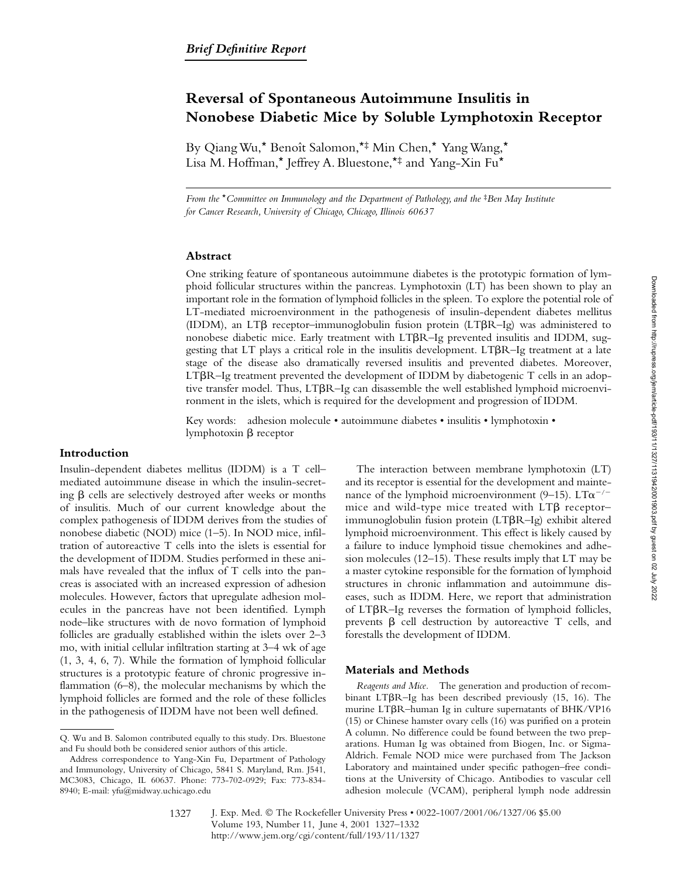*Brief Definitive Report*

# Reversal of Spontaneous Autoimmune Insulitis in Nonobese Diabetic Mice by Soluble Lymphotoxin Receptor

By Qiang Wu,* Benoît Salomon,*‡ Min Chen,* Yang Wang,* Lisa M. Hoffman,* Jeffrey A. Bluestone,*‡ and Yang-Xin Fu*

*From the *Committee on Immunology and the Department of Pathology, and the ‡Ben May Institute for Cancer Research, University of Chicago, Chicago, Illinois 60637*

## Abstract

One striking feature of spontaneous autoimmune diabetes is the prototypic formation of lymphoid follicular structures within the pancreas. Lymphotoxin (LT) has been shown to play an important role in the formation of lymphoid follicles in the spleen. To explore the potential role of LT-mediated microenvironment in the pathogenesis of insulin-dependent diabetes mellitus (IDDM), an LTβ receptor–immunoglobulin fusion protein (LTβR–Ig) was administered to nonobese diabetic mice. Early treatment with LTβR–Ig prevented insulitis and IDDM, suggesting that LT plays a critical role in the insulitis development. LTβR–Ig treatment at a late stage of the disease also dramatically reversed insulitis and prevented diabetes. Moreover, LTβR–Ig treatment prevented the development of IDDM by diabetogenic T cells in an adoptive transfer model. Thus, LTβR–Ig can disassemble the well established lymphoid microenvironment in the islets, which is required for the development and progression of IDDM.

Key words: adhesion molecule • autoimmune diabetes • insulitis • lymphotoxin • lymphotoxin β receptor

## Introduction

Insulin-dependent diabetes mellitus (IDDM) is a T cell–mediated autoimmune disease in which the insulin-secreting β cells are selectively destroyed after weeks or months of insulitis. Much of our current knowledge about the complex pathogenesis of IDDM derives from the studies of nonobese diabetic (NOD) mice (1–5). In NOD mice, infiltration of autoreactive T cells into the islets is essential for the development of IDDM. Studies performed in these animals have revealed that the influx of T cells into the pancreas is associated with an increased expression of adhesion molecules. However, factors that upregulate adhesion molecules in the pancreas have not been identified. Lymph node–like structures with de novo formation of lymphoid follicles are gradually established within the islets over 2–3 mo, with initial cellular infiltration starting at 3–4 wk of age (1, 3, 4, 6, 7). While the formation of lymphoid follicular structures is a prototypic feature of chronic progressive inflammation (6–8), the molecular mechanisms by which the lymphoid follicles are formed and the role of these follicles in the pathogenesis of IDDM have not been well defined.

The interaction between membrane lymphotoxin (LT) and its receptor is essential for the development and maintenance of the lymphoid microenvironment (9–15). $LT\alpha^{-/-}$ mice and wild-type mice treated with LTβ receptor–immunoglobulin fusion protein (LTβR–Ig) exhibit altered lymphoid microenvironment. This effect is likely caused by a failure to induce lymphoid tissue chemokines and adhesion molecules (12–15). These results imply that LT may be a master cytokine responsible for the formation of lymphoid structures in chronic inflammation and autoimmune diseases, such as IDDM. Here, we report that administration of LTβR–Ig reverses the formation of lymphoid follicles, prevents β cell destruction by autoreactive T cells, and forestalls the development of IDDM.

## Materials and Methods

*Reagents and Mice.* The generation and production of recombinant LTβR–Ig has been described previously (15, 16). The murine LTβR–human Ig in culture supernatants of BHK/VP16 (15) or Chinese hamster ovary cells (16) was purified on a protein A column. No difference could be found between the two preparations. Human Ig was obtained from Biogen, Inc. or Sigma-Aldrich. Female NOD mice were purchased from The Jackson Laboratory and maintained under specific pathogen–free conditions at the University of Chicago. Antibodies to vascular cell adhesion molecule (VCAM), peripheral lymph node addressin

Q. Wu and B. Salomon contributed equally to this study. Drs. Bluestone and Fu should both be considered senior authors of this article.

Address correspondence to Yang-Xin Fu, Department of Pathology and Immunology, University of Chicago, 5841 S. Maryland, Rm. J541, MC3083, Chicago, IL 60637. Phone: 773-702-0929; Fax: 773-834-8940; E-mail: yfu@midway.uchicago.edu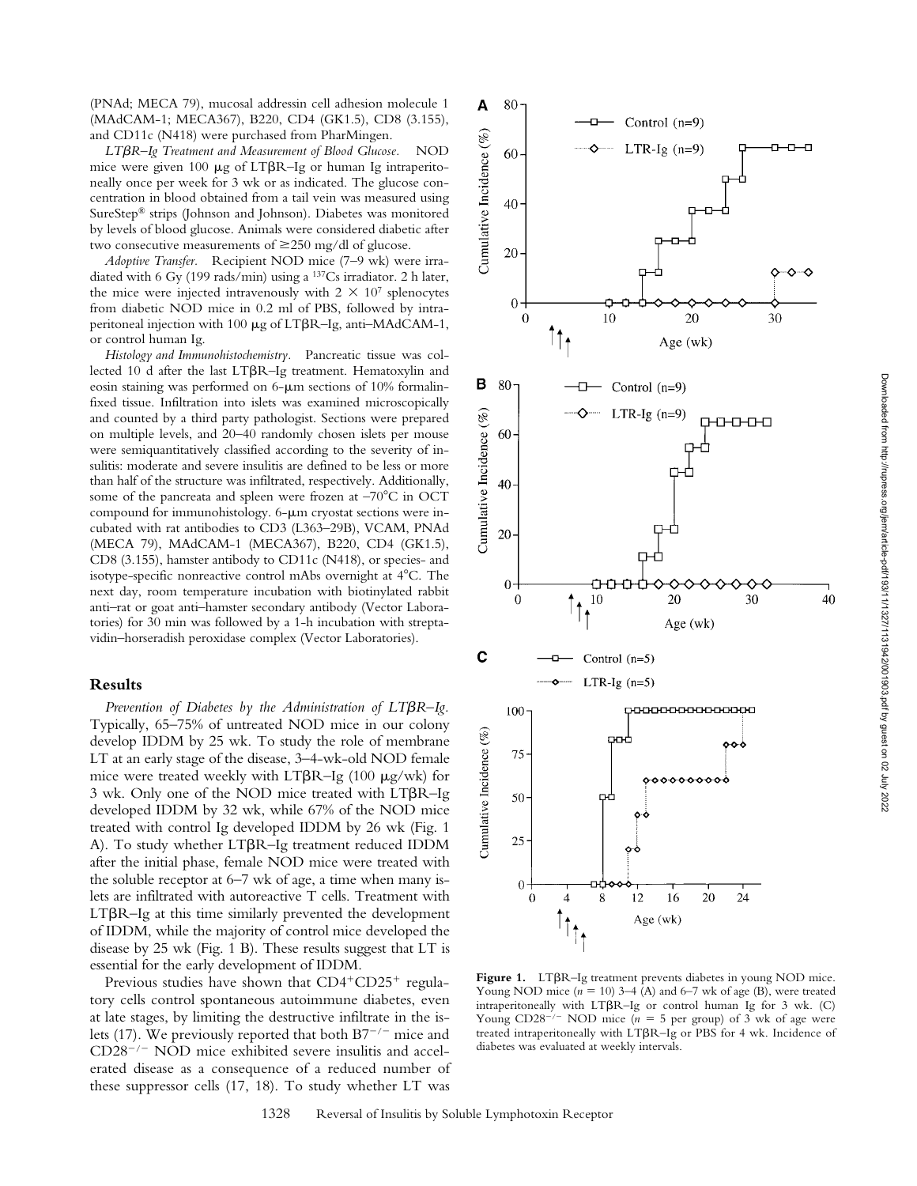(PNAd; MECA 79), mucosal addressin cell adhesion molecule 1 (MAdCAM-1; MECA367), B220, CD4 (GK1.5), CD8 (3.155), and CD11c (N418) were purchased from PharMingen.

*LTβR–Ig Treatment and Measurement of Blood Glucose.* NOD mice were given 100 μg of LTβR–Ig or human Ig intraperitoneally once per week for 3 wk or as indicated. The glucose concentration in blood obtained from a tail vein was measured using SureStep® strips (Johnson and Johnson). Diabetes was monitored by levels of blood glucose. Animals were considered diabetic after two consecutive measurements of ≥250 mg/dl of glucose.

*Adoptive Transfer.* Recipient NOD mice (7–9 wk) were irradiated with 6 Gy (199 rads/min) using a $^{137}$Cs irradiator. 2 h later, the mice were injected intravenously with $2 \times 10^7$ splenocytes from diabetic NOD mice in 0.2 ml of PBS, followed by intraperitoneal injection with 100 μg of LTβR–Ig, anti–MAdCAM-1, or control human Ig.

*Histology and Immunohistochemistry.* Pancreatic tissue was collected 10 d after the last LTβR–Ig treatment. Hematoxylin and eosin staining was performed on 6-μm sections of 10% formalin-fixed tissue. Infiltration into islets was examined microscopically and counted by a third party pathologist. Sections were prepared on multiple levels, and 20–40 randomly chosen islets per mouse were semiquantitatively classified according to the severity of insulitis: moderate and severe insulitis are defined to be less or more than half of the structure was infiltrated, respectively. Additionally, some of the pancreata and spleen were frozen at −70°C in OCT compound for immunohistology. 6-μm cryostat sections were incubated with rat antibodies to CD3 (L363–29B), VCAM, PNAd (MECA 79), MAdCAM-1 (MECA367), B220, CD4 (GK1.5), CD8 (3.155), hamster antibody to CD11c (N418), or species- and isotype-specific nonreactive control mAbs overnight at 4°C. The next day, room temperature incubation with biotinylated rabbit anti–rat or goat anti–hamster secondary antibody (Vector Laboratories) for 30 min was followed by a 1-h incubation with streptavidin–horseradish peroxidase complex (Vector Laboratories).

## Results

*Prevention of Diabetes by the Administration of LTβR–Ig.* Typically, 65–75% of untreated NOD mice in our colony develop IDDM by 25 wk. To study the role of membrane LT at an early stage of the disease, 3–4-wk-old NOD female mice were treated weekly with LTβR–Ig (100 μg/wk) for 3 wk. Only one of the NOD mice treated with LTβR–Ig developed IDDM by 32 wk, while 67% of the NOD mice treated with control Ig developed IDDM by 26 wk (Fig. 1 A). To study whether LTβR–Ig treatment reduced IDDM after the initial phase, female NOD mice were treated with the soluble receptor at 6–7 wk of age, a time when many islets are infiltrated with autoreactive T cells. Treatment with LTβR–Ig at this time similarly prevented the development of IDDM, while the majority of control mice developed the disease by 25 wk (Fig. 1 B). These results suggest that LT is essential for the early development of IDDM.

Previous studies have shown that CD4$^+$CD25$^+$ regulatory cells control spontaneous autoimmune diabetes, even at late stages, by limiting the destructive infiltrate in the islets (17). We previously reported that both B7$^{-/-}$ mice and CD28$^{-/-}$ NOD mice exhibited severe insulitis and accelerated disease as a consequence of a reduced number of these suppressor cells (17, 18). To study whether LT was

**Figure 1.** LTβR–Ig treatment prevents diabetes in young NOD mice. Young NOD mice ($n$ = 10) 3–4 (A) and 6–7 wk of age (B), were treated intraperitoneally with LTβR–Ig or control human Ig for 3 wk. (C) Young CD28$^{-/-}$ NOD mice ($n$ = 5 per group) of 3 wk of age were treated intraperitoneally with LTβR–Ig or PBS for 4 wk. Incidence of diabetes was evaluated at weekly intervals.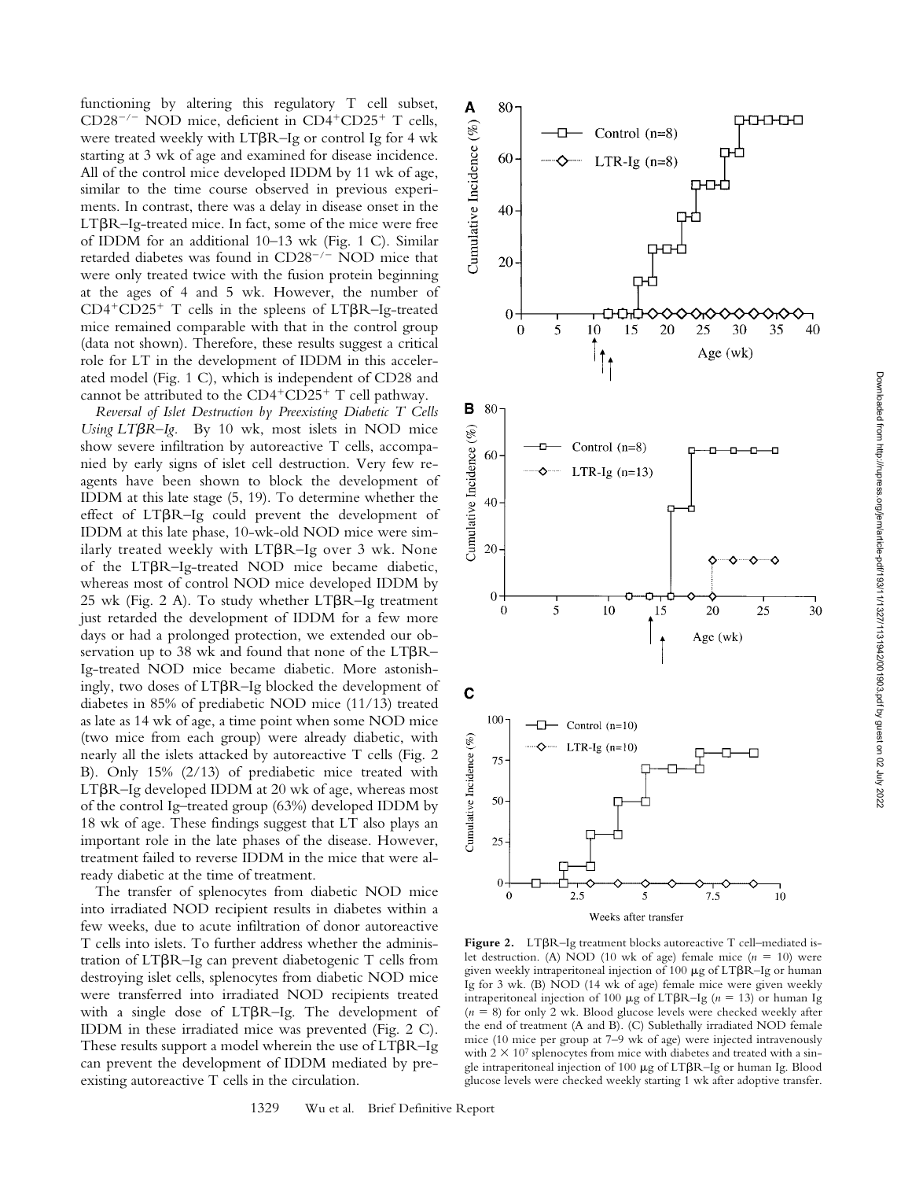functioning by altering this regulatory T cell subset, $CD28^{-/-}$ NOD mice, deficient in $CD4^+CD25^+$ T cells, were treated weekly with LTβR–Ig or control Ig for 4 wk starting at 3 wk of age and examined for disease incidence. All of the control mice developed IDDM by 11 wk of age, similar to the time course observed in previous experiments. In contrast, there was a delay in disease onset in the LTβR–Ig-treated mice. In fact, some of the mice were free of IDDM for an additional 10–13 wk (Fig. 1 C). Similar retarded diabetes was found in $CD28^{-/-}$ NOD mice that were only treated twice with the fusion protein beginning at the ages of 4 and 5 wk. However, the number of $CD4^+CD25^+$ T cells in the spleens of LTβR–Ig-treated mice remained comparable with that in the control group (data not shown). Therefore, these results suggest a critical role for LT in the development of IDDM in this accelerated model (Fig. 1 C), which is independent of CD28 and cannot be attributed to the $CD4^+CD25^+$ T cell pathway.

*Reversal of Islet Destruction by Preexisting Diabetic T Cells Using LTβR–Ig.* By 10 wk, most islets in NOD mice show severe infiltration by autoreactive T cells, accompanied by early signs of islet cell destruction. Very few reagents have been shown to block the development of IDDM at this late stage (5, 19). To determine whether the effect of LTβR–Ig could prevent the development of IDDM at this late phase, 10-wk-old NOD mice were similarly treated weekly with LTβR–Ig over 3 wk. None of the LTβR–Ig-treated NOD mice became diabetic, whereas most of control NOD mice developed IDDM by 25 wk (Fig. 2 A). To study whether LTβR–Ig treatment just retarded the development of IDDM for a few more days or had a prolonged protection, we extended our observation up to 38 wk and found that none of the LTβR–Ig-treated NOD mice became diabetic. More astonishingly, two doses of LTβR–Ig blocked the development of diabetes in 85% of prediabetic NOD mice (11/13) treated as late as 14 wk of age, a time point when some NOD mice (two mice from each group) were already diabetic, with nearly all the islets attacked by autoreactive T cells (Fig. 2 B). Only 15% (2/13) of prediabetic mice treated with LTβR–Ig developed IDDM at 20 wk of age, whereas most of the control Ig–treated group (63%) developed IDDM by 18 wk of age. These findings suggest that LT also plays an important role in the late phases of the disease. However, treatment failed to reverse IDDM in the mice that were already diabetic at the time of treatment.

The transfer of splenocytes from diabetic NOD mice into irradiated NOD recipient results in diabetes within a few weeks, due to acute infiltration of donor autoreactive T cells into islets. To further address whether the administration of LTβR–Ig can prevent diabetogenic T cells from destroying islet cells, splenocytes from diabetic NOD mice were transferred into irradiated NOD recipients treated with a single dose of LTβR–Ig. The development of IDDM in these irradiated mice was prevented (Fig. 2 C). These results support a model wherein the use of LTβR–Ig can prevent the development of IDDM mediated by preexisting autoreactive T cells in the circulation.

**Figure 2.** LTβR–Ig treatment blocks autoreactive T cell–mediated islet destruction. (A) NOD (10 wk of age) female mice ($n = 10$) were given weekly intraperitoneal injection of 100 μg of LTβR–Ig or human Ig for 3 wk. (B) NOD (14 wk of age) female mice were given weekly intraperitoneal injection of 100 μg of LTβR–Ig ($n = 13$) or human Ig ($n = 8$) for only 2 wk. Blood glucose levels were checked weekly after the end of treatment (A and B). (C) Sublethally irradiated NOD female mice (10 mice per group at 7–9 wk of age) were injected intravenously with $2 \times 10^7$ splenocytes from mice with diabetes and treated with a single intraperitoneal injection of 100 μg of LTβR–Ig or human Ig. Blood glucose levels were checked weekly starting 1 wk after adoptive transfer.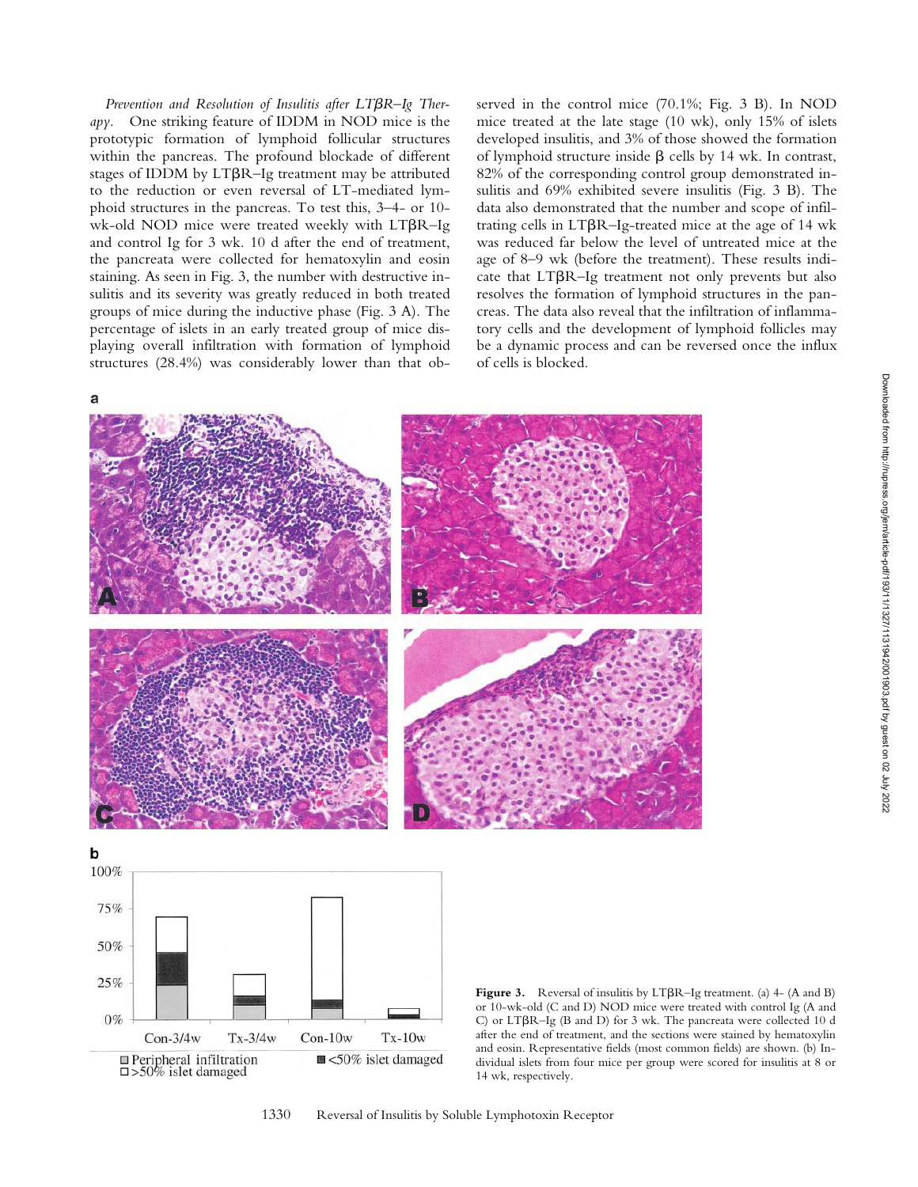*Prevention and Resolution of Insulitis after LTβR–Ig Therapy.* One striking feature of IDDM in NOD mice is the prototypic formation of lymphoid follicular structures within the pancreas. The profound blockade of different stages of IDDM by LTβR–Ig treatment may be attributed to the reduction or even reversal of LT-mediated lymphoid structures in the pancreas. To test this, 3–4- or 10-wk-old NOD mice were treated weekly with LTβR–Ig and control Ig for 3 wk. 10 d after the end of treatment, the pancreata were collected for hematoxylin and eosin staining. As seen in Fig. 3, the number with destructive insulitis and its severity was greatly reduced in both treated groups of mice during the inductive phase (Fig. 3 A). The percentage of islets in an early treated group of mice displaying overall infiltration with formation of lymphoid structures (28.4%) was considerably lower than that observed in the control mice (70.1%; Fig. 3 B). In NOD mice treated at the late stage (10 wk), only 15% of islets developed insulitis, and 3% of those showed the formation of lymphoid structure inside β cells by 14 wk. In contrast, 82% of the corresponding control group demonstrated insulitis and 69% exhibited severe insulitis (Fig. 3 B). The data also demonstrated that the number and scope of infiltrating cells in LTβR–Ig-treated mice at the age of 14 wk was reduced far below the level of untreated mice at the age of 8–9 wk (before the treatment). These results indicate that LTβR–Ig treatment not only prevents but also resolves the formation of lymphoid structures in the pancreas. The data also reveal that the infiltration of inflammatory cells and the development of lymphoid follicles may be a dynamic process and can be reversed once the influx of cells is blocked.

**Figure 3.** Reversal of insulitis by LTβR–Ig treatment. (a) 4- (A and B) or 10-wk-old (C and D) NOD mice were treated with control Ig (A and C) or LTβR–Ig (B and D) for 3 wk. The pancreata were collected 10 d after the end of treatment, and the sections were stained by hematoxylin and eosin. Representative fields (most common fields) are shown. (b) Individual islets from four mice per group were scored for insulitis at 8 or 14 wk, respectively.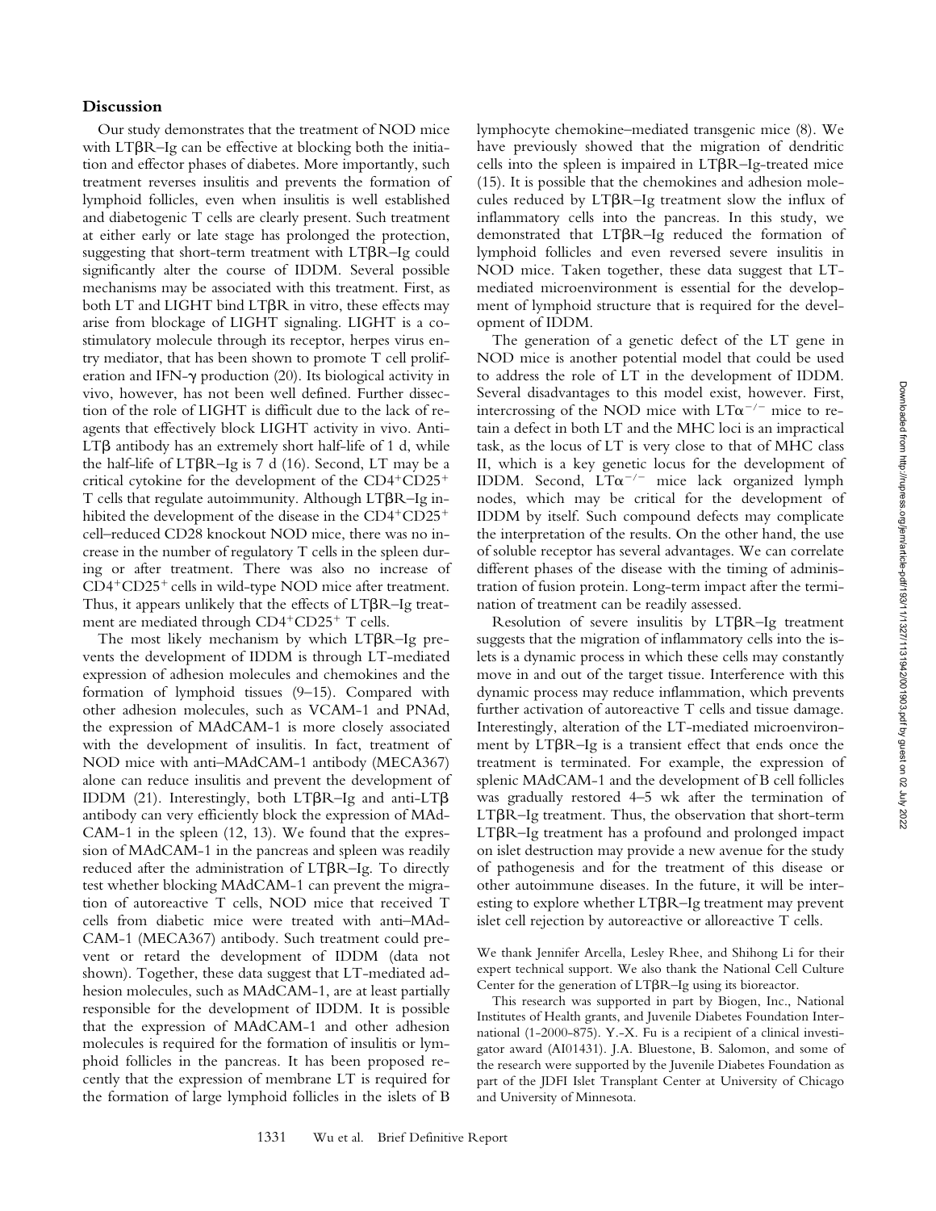## Discussion

Our study demonstrates that the treatment of NOD mice with LTβR–Ig can be effective at blocking both the initiation and effector phases of diabetes. More importantly, such treatment reverses insulitis and prevents the formation of lymphoid follicles, even when insulitis is well established and diabetogenic T cells are clearly present. Such treatment at either early or late stage has prolonged the protection, suggesting that short-term treatment with LTβR–Ig could significantly alter the course of IDDM. Several possible mechanisms may be associated with this treatment. First, as both LT and LIGHT bind LTβR in vitro, these effects may arise from blockage of LIGHT signaling. LIGHT is a costimulatory molecule through its receptor, herpes virus entry mediator, that has been shown to promote T cell proliferation and IFN-γ production (20). Its biological activity in vivo, however, has not been well defined. Further dissection of the role of LIGHT is difficult due to the lack of reagents that effectively block LIGHT activity in vivo. Anti-LTβ antibody has an extremely short half-life of 1 d, while the half-life of LTβR–Ig is 7 d (16). Second, LT may be a critical cytokine for the development of the $CD4^+CD25^+$ T cells that regulate autoimmunity. Although LTβR–Ig inhibited the development of the disease in the $CD4^+CD25^+$ cell–reduced CD28 knockout NOD mice, there was no increase in the number of regulatory T cells in the spleen during or after treatment. There was also no increase of $CD4^+CD25^+$ cells in wild-type NOD mice after treatment. Thus, it appears unlikely that the effects of LTβR–Ig treatment are mediated through $CD4^+CD25^+$ T cells.

The most likely mechanism by which LTβR–Ig prevents the development of IDDM is through LT-mediated expression of adhesion molecules and chemokines and the formation of lymphoid tissues (9–15). Compared with other adhesion molecules, such as VCAM-1 and PNAd, the expression of MAdCAM-1 is more closely associated with the development of insulitis. In fact, treatment of NOD mice with anti–MAdCAM-1 antibody (MECA367) alone can reduce insulitis and prevent the development of IDDM (21). Interestingly, both LTβR–Ig and anti-LTβ antibody can very efficiently block the expression of MAdCAM-1 in the spleen (12, 13). We found that the expression of MAdCAM-1 in the pancreas and spleen was readily reduced after the administration of LTβR–Ig. To directly test whether blocking MAdCAM-1 can prevent the migration of autoreactive T cells, NOD mice that received T cells from diabetic mice were treated with anti–MAdCAM-1 (MECA367) antibody. Such treatment could prevent or retard the development of IDDM (data not shown). Together, these data suggest that LT-mediated adhesion molecules, such as MAdCAM-1, are at least partially responsible for the development of IDDM. It is possible that the expression of MAdCAM-1 and other adhesion molecules is required for the formation of insulitis or lymphoid follicles in the pancreas. It has been proposed recently that the expression of membrane LT is required for the formation of large lymphoid follicles in the islets of B lymphocyte chemokine–mediated transgenic mice (8). We have previously showed that the migration of dendritic cells into the spleen is impaired in LTβR–Ig-treated mice (15). It is possible that the chemokines and adhesion molecules reduced by LTβR–Ig treatment slow the influx of inflammatory cells into the pancreas. In this study, we demonstrated that LTβR–Ig reduced the formation of lymphoid follicles and even reversed severe insulitis in NOD mice. Taken together, these data suggest that LT-mediated microenvironment is essential for the development of lymphoid structure that is required for the development of IDDM.

The generation of a genetic defect of the LT gene in NOD mice is another potential model that could be used to address the role of LT in the development of IDDM. Several disadvantages to this model exist, however. First, intercrossing of the NOD mice with $LT\alpha^{-/-}$ mice to retain a defect in both LT and the MHC loci is an impractical task, as the locus of LT is very close to that of MHC class II, which is a key genetic locus for the development of IDDM. Second, $LT\alpha^{-/-}$ mice lack organized lymph nodes, which may be critical for the development of IDDM by itself. Such compound defects may complicate the interpretation of the results. On the other hand, the use of soluble receptor has several advantages. We can correlate different phases of the disease with the timing of administration of fusion protein. Long-term impact after the termination of treatment can be readily assessed.

Resolution of severe insulitis by LTβR–Ig treatment suggests that the migration of inflammatory cells into the islets is a dynamic process in which these cells may constantly move in and out of the target tissue. Interference with this dynamic process may reduce inflammation, which prevents further activation of autoreactive T cells and tissue damage. Interestingly, alteration of the LT-mediated microenvironment by LTβR–Ig is a transient effect that ends once the treatment is terminated. For example, the expression of splenic MAdCAM-1 and the development of B cell follicles was gradually restored 4–5 wk after the termination of LTβR–Ig treatment. Thus, the observation that short-term LTβR–Ig treatment has a profound and prolonged impact on islet destruction may provide a new avenue for the study of pathogenesis and for the treatment of this disease or other autoimmune diseases. In the future, it will be interesting to explore whether LTβR–Ig treatment may prevent islet cell rejection by autoreactive or alloreactive T cells.

We thank Jennifer Arcella, Lesley Rhee, and Shihong Li for their expert technical support. We also thank the National Cell Culture Center for the generation of LTβR–Ig using its bioreactor.

This research was supported in part by Biogen, Inc., National Institutes of Health grants, and Juvenile Diabetes Foundation International (1-2000-875). Y.-X. Fu is a recipient of a clinical investigator award (AI01431). J.A. Bluestone, B. Salomon, and some of the research were supported by the Juvenile Diabetes Foundation as part of the JDFI Islet Transplant Center at University of Chicago and University of Minnesota.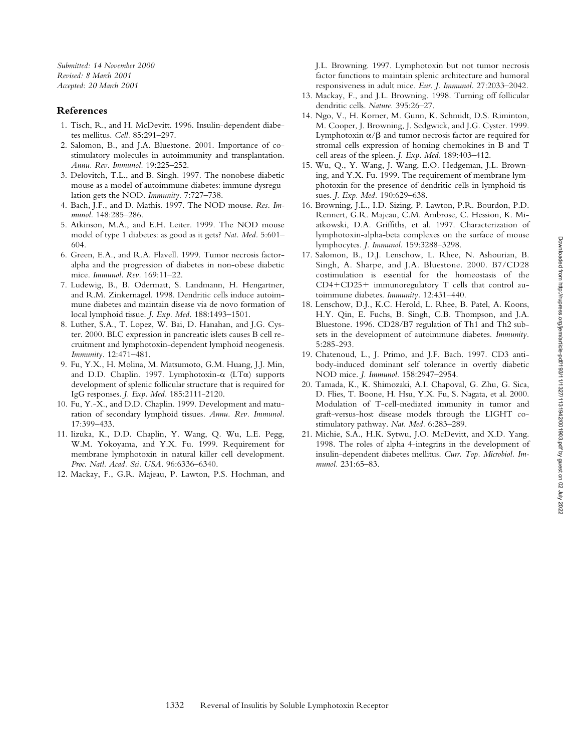*Submitted: 14 November 2000*
*Revised: 8 March 2001*
*Accepted: 20 March 2001*

## References

1. Tisch, R., and H. McDevitt. 1996. Insulin-dependent diabetes mellitus. *Cell.* 85:291–297.
2. Salomon, B., and J.A. Bluestone. 2001. Importance of co-stimulatory molecules in autoimmunity and transplantation. *Annu. Rev. Immunol.* 19:225–252.
3. Delovitch, T.L., and B. Singh. 1997. The nonobese diabetic mouse as a model of autoimmune diabetes: immune dysregulation gets the NOD. *Immunity.* 7:727–738.
4. Bach, J.F., and D. Mathis. 1997. The NOD mouse. *Res. Immunol.* 148:285–286.
5. Atkinson, M.A., and E.H. Leiter. 1999. The NOD mouse model of type 1 diabetes: as good as it gets? *Nat. Med.* 5:601–604.
6. Green, E.A., and R.A. Flavell. 1999. Tumor necrosis factor-alpha and the progression of diabetes in non-obese diabetic mice. *Immunol. Rev.* 169:11–22.
7. Ludewig, B., B. Odermatt, S. Landmann, H. Hengartner, and R.M. Zinkernagel. 1998. Dendritic cells induce autoimmune diabetes and maintain disease via de novo formation of local lymphoid tissue. *J. Exp. Med.* 188:1493–1501.
8. Luther, S.A., T. Lopez, W. Bai, D. Hanahan, and J.G. Cyster. 2000. BLC expression in pancreatic islets causes B cell recruitment and lymphotoxin-dependent lymphoid neogenesis. *Immunity.* 12:471–481.
9. Fu, Y.X., H. Molina, M. Matsumoto, G.M. Huang, J.J. Min, and D.D. Chaplin. 1997. Lymphotoxin-α (LTα) supports development of splenic follicular structure that is required for IgG responses. *J. Exp. Med.* 185:2111-2120.
10. Fu, Y.-X., and D.D. Chaplin. 1999. Development and maturation of secondary lymphoid tissues. *Annu. Rev. Immunol.* 17:399–433.
11. Iizuka, K., D.D. Chaplin, Y. Wang, Q. Wu, L.E. Pegg, W.M. Yokoyama, and Y.X. Fu. 1999. Requirement for membrane lymphotoxin in natural killer cell development. *Proc. Natl. Acad. Sci. USA.* 96:6336–6340.
12. Mackay, F., G.R. Majeau, P. Lawton, P.S. Hochman, and J.L. Browning. 1997. Lymphotoxin but not tumor necrosis factor functions to maintain splenic architecture and humoral responsiveness in adult mice. *Eur. J. Immunol.* 27:2033–2042.
13. Mackay, F., and J.L. Browning. 1998. Turning off follicular dendritic cells. *Nature.* 395:26–27.
14. Ngo, V., H. Korner, M. Gunn, K. Schmidt, D.S. Riminton, M. Cooper, J. Browning, J. Sedgwick, and J.G. Cyster. 1999. Lymphotoxin α/β and tumor necrosis factor are required for stromal cells expression of homing chemokines in B and T cell areas of the spleen. *J. Exp. Med.* 189:403–412.
15. Wu, Q., Y. Wang, J. Wang, E.O. Hedgeman, J.L. Browning, and Y.X. Fu. 1999. The requirement of membrane lymphotoxin for the presence of dendritic cells in lymphoid tissues. *J. Exp. Med.* 190:629–638.
16. Browning, J.L., I.D. Sizing, P. Lawton, P.R. Bourdon, P.D. Rennert, G.R. Majeau, C.M. Ambrose, C. Hession, K. Miatkowski, D.A. Griffiths, et al. 1997. Characterization of lymphotoxin-alpha-beta complexes on the surface of mouse lymphocytes. *J. Immunol.* 159:3288–3298.
17. Salomon, B., D.J. Lenschow, L. Rhee, N. Ashourian, B. Singh, A. Sharpe, and J.A. Bluestone. 2000. B7/CD28 costimulation is essential for the homeostasis of the CD4+CD25+ immunoregulatory T cells that control autoimmune diabetes. *Immunity.* 12:431–440.
18. Lenschow, D.J., K.C. Herold, L. Rhee, B. Patel, A. Koons, H.Y. Qin, E. Fuchs, B. Singh, C.B. Thompson, and J.A. Bluestone. 1996. CD28/B7 regulation of Th1 and Th2 subsets in the development of autoimmune diabetes. *Immunity.* 5:285-293.
19. Chatenoud, L., J. Primo, and J.F. Bach. 1997. CD3 antibody-induced dominant self tolerance in overtly diabetic NOD mice. *J. Immunol.* 158:2947–2954.
20. Tamada, K., K. Shimozaki, A.I. Chapoval, G. Zhu, G. Sica, D. Flies, T. Boone, H. Hsu, Y.X. Fu, S. Nagata, et al. 2000. Modulation of T-cell-mediated immunity in tumor and graft-versus-host disease models through the LIGHT co-stimulatory pathway. *Nat. Med.* 6:283–289.
21. Michie, S.A., H.K. Sytwu, J.O. McDevitt, and X.D. Yang. 1998. The roles of alpha 4-integrins in the development of insulin-dependent diabetes mellitus. *Curr. Top. Microbiol. Immunol.* 231:65–83.